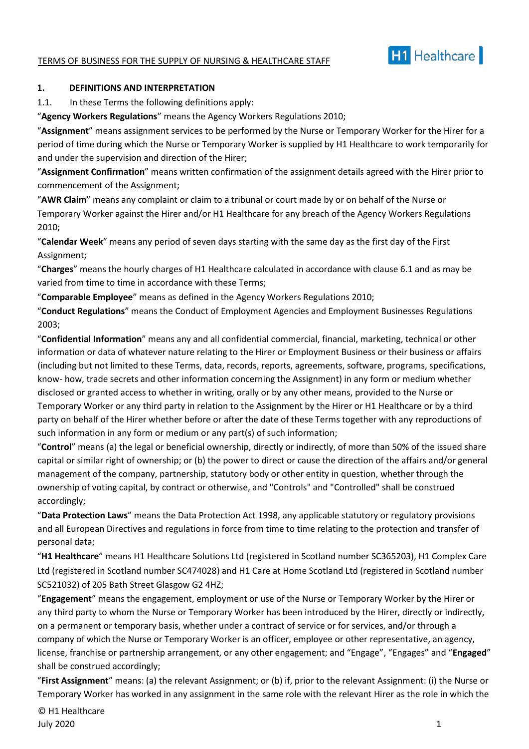TERMS OF BUSINESS FOR THE SUPPLY OF NURSING & HEALTHCARE STAFF

H1 Healthcare

**1. DEFINITIONS AND INTERPRETATION**

1.1. In these Terms the following definitions apply:

"**Agency Workers Regulations**" means the Agency Workers Regulations 2010;

"**Assignment**" means assignment services to be performed by the Nurse or Temporary Worker for the Hirer for a period of time during which the Nurse or Temporary Worker is supplied by H1 Healthcare to work temporarily for and under the supervision and direction of the Hirer;

"**Assignment Confirmation**" means written confirmation of the assignment details agreed with the Hirer prior to commencement of the Assignment;

"**AWR Claim**" means any complaint or claim to a tribunal or court made by or on behalf of the Nurse or Temporary Worker against the Hirer and/or H1 Healthcare for any breach of the Agency Workers Regulations 2010;

"**Calendar Week**" means any period of seven days starting with the same day as the first day of the First Assignment;

"**Charges**" means the hourly charges of H1 Healthcare calculated in accordance with clause 6.1 and as may be varied from time to time in accordance with these Terms;

"**Comparable Employee**" means as defined in the Agency Workers Regulations 2010;

"**Conduct Regulations**" means the Conduct of Employment Agencies and Employment Businesses Regulations 2003;

"**Confidential Information**" means any and all confidential commercial, financial, marketing, technical or other information or data of whatever nature relating to the Hirer or Employment Business or their business or affairs (including but not limited to these Terms, data, records, reports, agreements, software, programs, specifications, know- how, trade secrets and other information concerning the Assignment) in any form or medium whether disclosed or granted access to whether in writing, orally or by any other means, provided to the Nurse or Temporary Worker or any third party in relation to the Assignment by the Hirer or H1 Healthcare or by a third party on behalf of the Hirer whether before or after the date of these Terms together with any reproductions of such information in any form or medium or any part(s) of such information;

"**Control**" means (a) the legal or beneficial ownership, directly or indirectly, of more than 50% of the issued share capital or similar right of ownership; or (b) the power to direct or cause the direction of the affairs and/or general management of the company, partnership, statutory body or other entity in question, whether through the ownership of voting capital, by contract or otherwise, and "Controls" and "Controlled" shall be construed accordingly;

"**Data Protection Laws**" means the Data Protection Act 1998, any applicable statutory or regulatory provisions and all European Directives and regulations in force from time to time relating to the protection and transfer of personal data;

"**H1 Healthcare**" means H1 Healthcare Solutions Ltd (registered in Scotland number SC365203), H1 Complex Care Ltd (registered in Scotland number SC474028) and H1 Care at Home Scotland Ltd (registered in Scotland number SC521032) of 205 Bath Street Glasgow G2 4HZ;

"**Engagement**" means the engagement, employment or use of the Nurse or Temporary Worker by the Hirer or any third party to whom the Nurse or Temporary Worker has been introduced by the Hirer, directly or indirectly, on a permanent or temporary basis, whether under a contract of service or for services, and/or through a company of which the Nurse or Temporary Worker is an officer, employee or other representative, an agency, license, franchise or partnership arrangement, or any other engagement; and "Engage", "Engages" and "**Engaged**" shall be construed accordingly;

"**First Assignment**" means: (a) the relevant Assignment; or (b) if, prior to the relevant Assignment: (i) the Nurse or Temporary Worker has worked in any assignment in the same role with the relevant Hirer as the role in which the

© H1 Healthcare
July 2020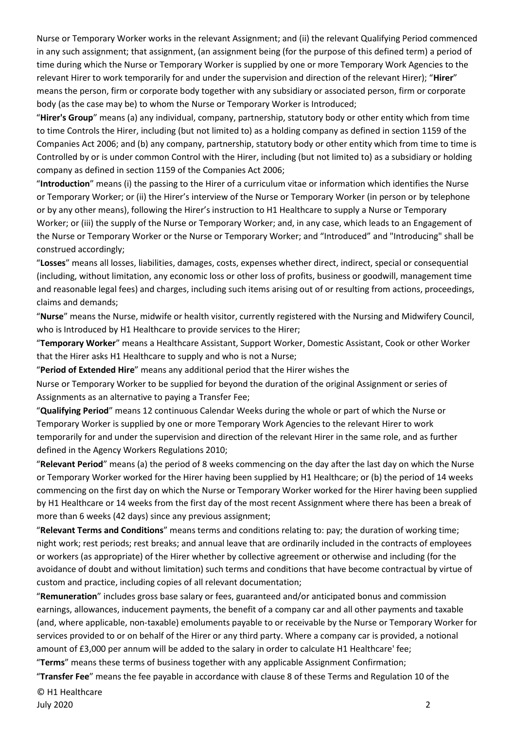Nurse or Temporary Worker works in the relevant Assignment; and (ii) the relevant Qualifying Period commenced in any such assignment; that assignment, (an assignment being (for the purpose of this defined term) a period of time during which the Nurse or Temporary Worker is supplied by one or more Temporary Work Agencies to the relevant Hirer to work temporarily for and under the supervision and direction of the relevant Hirer); "**Hirer**" means the person, firm or corporate body together with any subsidiary or associated person, firm or corporate body (as the case may be) to whom the Nurse or Temporary Worker is Introduced;

"**Hirer's Group**" means (a) any individual, company, partnership, statutory body or other entity which from time to time Controls the Hirer, including (but not limited to) as a holding company as defined in section 1159 of the Companies Act 2006; and (b) any company, partnership, statutory body or other entity which from time to time is Controlled by or is under common Control with the Hirer, including (but not limited to) as a subsidiary or holding company as defined in section 1159 of the Companies Act 2006;

"**Introduction**" means (i) the passing to the Hirer of a curriculum vitae or information which identifies the Nurse or Temporary Worker; or (ii) the Hirer's interview of the Nurse or Temporary Worker (in person or by telephone or by any other means), following the Hirer's instruction to H1 Healthcare to supply a Nurse or Temporary Worker; or (iii) the supply of the Nurse or Temporary Worker; and, in any case, which leads to an Engagement of the Nurse or Temporary Worker or the Nurse or Temporary Worker; and "Introduced" and "Introducing" shall be construed accordingly;

"**Losses**" means all losses, liabilities, damages, costs, expenses whether direct, indirect, special or consequential (including, without limitation, any economic loss or other loss of profits, business or goodwill, management time and reasonable legal fees) and charges, including such items arising out of or resulting from actions, proceedings, claims and demands;

"**Nurse**" means the Nurse, midwife or health visitor, currently registered with the Nursing and Midwifery Council, who is Introduced by H1 Healthcare to provide services to the Hirer;

"**Temporary Worker**" means a Healthcare Assistant, Support Worker, Domestic Assistant, Cook or other Worker that the Hirer asks H1 Healthcare to supply and who is not a Nurse;

"**Period of Extended Hire**" means any additional period that the Hirer wishes the Nurse or Temporary Worker to be supplied for beyond the duration of the original Assignment or series of Assignments as an alternative to paying a Transfer Fee;

"**Qualifying Period**" means 12 continuous Calendar Weeks during the whole or part of which the Nurse or Temporary Worker is supplied by one or more Temporary Work Agencies to the relevant Hirer to work temporarily for and under the supervision and direction of the relevant Hirer in the same role, and as further defined in the Agency Workers Regulations 2010;

"**Relevant Period**" means (a) the period of 8 weeks commencing on the day after the last day on which the Nurse or Temporary Worker worked for the Hirer having been supplied by H1 Healthcare; or (b) the period of 14 weeks commencing on the first day on which the Nurse or Temporary Worker worked for the Hirer having been supplied by H1 Healthcare or 14 weeks from the first day of the most recent Assignment where there has been a break of more than 6 weeks (42 days) since any previous assignment;

"**Relevant Terms and Conditions**" means terms and conditions relating to: pay; the duration of working time; night work; rest periods; rest breaks; and annual leave that are ordinarily included in the contracts of employees or workers (as appropriate) of the Hirer whether by collective agreement or otherwise and including (for the avoidance of doubt and without limitation) such terms and conditions that have become contractual by virtue of custom and practice, including copies of all relevant documentation;

"**Remuneration**" includes gross base salary or fees, guaranteed and/or anticipated bonus and commission earnings, allowances, inducement payments, the benefit of a company car and all other payments and taxable (and, where applicable, non-taxable) emoluments payable to or receivable by the Nurse or Temporary Worker for services provided to or on behalf of the Hirer or any third party. Where a company car is provided, a notional amount of £3,000 per annum will be added to the salary in order to calculate H1 Healthcare' fee;

"**Terms**" means these terms of business together with any applicable Assignment Confirmation;

"**Transfer Fee**" means the fee payable in accordance with clause 8 of these Terms and Regulation 10 of the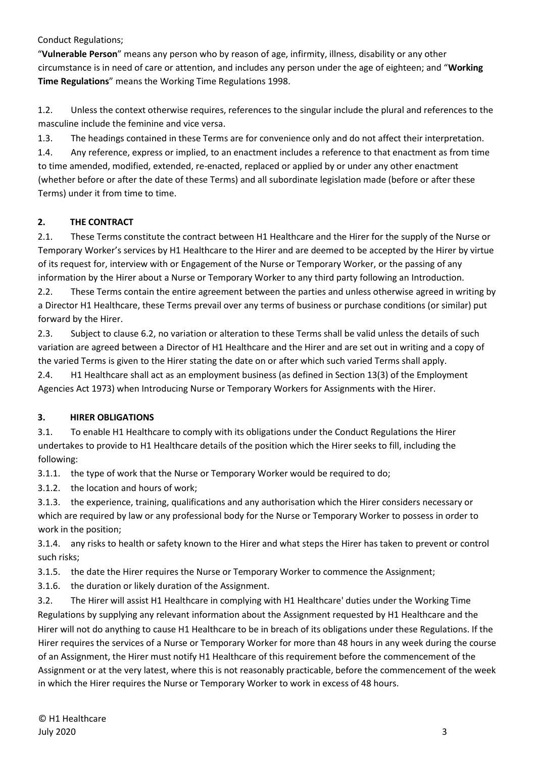Conduct Regulations;

"**Vulnerable Person**" means any person who by reason of age, infirmity, illness, disability or any other circumstance is in need of care or attention, and includes any person under the age of eighteen; and "**Working Time Regulations**" means the Working Time Regulations 1998.

1.2. Unless the context otherwise requires, references to the singular include the plural and references to the masculine include the feminine and vice versa.

1.3. The headings contained in these Terms are for convenience only and do not affect their interpretation.

1.4. Any reference, express or implied, to an enactment includes a reference to that enactment as from time to time amended, modified, extended, re-enacted, replaced or applied by or under any other enactment (whether before or after the date of these Terms) and all subordinate legislation made (before or after these Terms) under it from time to time.

## 2. THE CONTRACT

2.1. These Terms constitute the contract between H1 Healthcare and the Hirer for the supply of the Nurse or Temporary Worker's services by H1 Healthcare to the Hirer and are deemed to be accepted by the Hirer by virtue of its request for, interview with or Engagement of the Nurse or Temporary Worker, or the passing of any information by the Hirer about a Nurse or Temporary Worker to any third party following an Introduction.

2.2. These Terms contain the entire agreement between the parties and unless otherwise agreed in writing by a Director H1 Healthcare, these Terms prevail over any terms of business or purchase conditions (or similar) put forward by the Hirer.

2.3. Subject to clause 6.2, no variation or alteration to these Terms shall be valid unless the details of such variation are agreed between a Director of H1 Healthcare and the Hirer and are set out in writing and a copy of the varied Terms is given to the Hirer stating the date on or after which such varied Terms shall apply.

2.4. H1 Healthcare shall act as an employment business (as defined in Section 13(3) of the Employment Agencies Act 1973) when Introducing Nurse or Temporary Workers for Assignments with the Hirer.

## 3. HIRER OBLIGATIONS

3.1. To enable H1 Healthcare to comply with its obligations under the Conduct Regulations the Hirer undertakes to provide to H1 Healthcare details of the position which the Hirer seeks to fill, including the following:

3.1.1. the type of work that the Nurse or Temporary Worker would be required to do;

3.1.2. the location and hours of work;

3.1.3. the experience, training, qualifications and any authorisation which the Hirer considers necessary or which are required by law or any professional body for the Nurse or Temporary Worker to possess in order to work in the position;

3.1.4. any risks to health or safety known to the Hirer and what steps the Hirer has taken to prevent or control such risks;

3.1.5. the date the Hirer requires the Nurse or Temporary Worker to commence the Assignment;

3.1.6. the duration or likely duration of the Assignment.

3.2. The Hirer will assist H1 Healthcare in complying with H1 Healthcare' duties under the Working Time Regulations by supplying any relevant information about the Assignment requested by H1 Healthcare and the Hirer will not do anything to cause H1 Healthcare to be in breach of its obligations under these Regulations. If the Hirer requires the services of a Nurse or Temporary Worker for more than 48 hours in any week during the course of an Assignment, the Hirer must notify H1 Healthcare of this requirement before the commencement of the Assignment or at the very latest, where this is not reasonably practicable, before the commencement of the week in which the Hirer requires the Nurse or Temporary Worker to work in excess of 48 hours.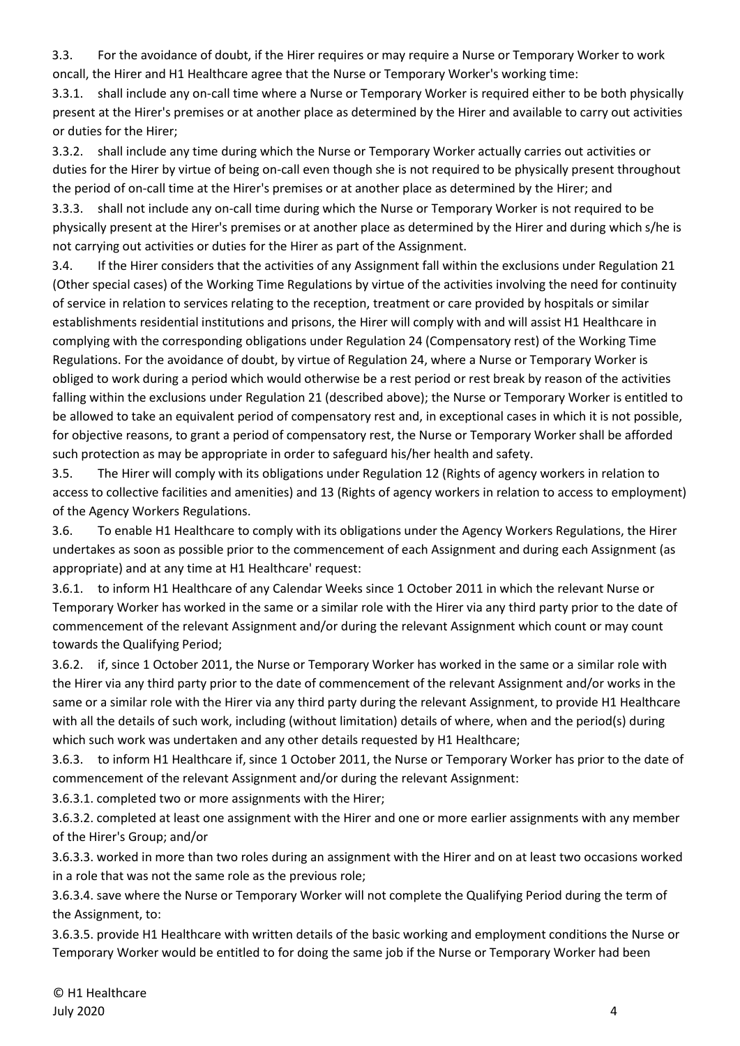3.3. For the avoidance of doubt, if the Hirer requires or may require a Nurse or Temporary Worker to work oncall, the Hirer and H1 Healthcare agree that the Nurse or Temporary Worker's working time:

3.3.1. shall include any on-call time where a Nurse or Temporary Worker is required either to be both physically present at the Hirer's premises or at another place as determined by the Hirer and available to carry out activities or duties for the Hirer;

3.3.2. shall include any time during which the Nurse or Temporary Worker actually carries out activities or duties for the Hirer by virtue of being on-call even though she is not required to be physically present throughout the period of on-call time at the Hirer's premises or at another place as determined by the Hirer; and

3.3.3. shall not include any on-call time during which the Nurse or Temporary Worker is not required to be physically present at the Hirer's premises or at another place as determined by the Hirer and during which s/he is not carrying out activities or duties for the Hirer as part of the Assignment.

3.4. If the Hirer considers that the activities of any Assignment fall within the exclusions under Regulation 21 (Other special cases) of the Working Time Regulations by virtue of the activities involving the need for continuity of service in relation to services relating to the reception, treatment or care provided by hospitals or similar establishments residential institutions and prisons, the Hirer will comply with and will assist H1 Healthcare in complying with the corresponding obligations under Regulation 24 (Compensatory rest) of the Working Time Regulations. For the avoidance of doubt, by virtue of Regulation 24, where a Nurse or Temporary Worker is obliged to work during a period which would otherwise be a rest period or rest break by reason of the activities falling within the exclusions under Regulation 21 (described above); the Nurse or Temporary Worker is entitled to be allowed to take an equivalent period of compensatory rest and, in exceptional cases in which it is not possible, for objective reasons, to grant a period of compensatory rest, the Nurse or Temporary Worker shall be afforded such protection as may be appropriate in order to safeguard his/her health and safety.

3.5. The Hirer will comply with its obligations under Regulation 12 (Rights of agency workers in relation to access to collective facilities and amenities) and 13 (Rights of agency workers in relation to access to employment) of the Agency Workers Regulations.

3.6. To enable H1 Healthcare to comply with its obligations under the Agency Workers Regulations, the Hirer undertakes as soon as possible prior to the commencement of each Assignment and during each Assignment (as appropriate) and at any time at H1 Healthcare' request:

3.6.1. to inform H1 Healthcare of any Calendar Weeks since 1 October 2011 in which the relevant Nurse or Temporary Worker has worked in the same or a similar role with the Hirer via any third party prior to the date of commencement of the relevant Assignment and/or during the relevant Assignment which count or may count towards the Qualifying Period;

3.6.2. if, since 1 October 2011, the Nurse or Temporary Worker has worked in the same or a similar role with the Hirer via any third party prior to the date of commencement of the relevant Assignment and/or works in the same or a similar role with the Hirer via any third party during the relevant Assignment, to provide H1 Healthcare with all the details of such work, including (without limitation) details of where, when and the period(s) during which such work was undertaken and any other details requested by H1 Healthcare;

3.6.3. to inform H1 Healthcare if, since 1 October 2011, the Nurse or Temporary Worker has prior to the date of commencement of the relevant Assignment and/or during the relevant Assignment:

3.6.3.1. completed two or more assignments with the Hirer;

3.6.3.2. completed at least one assignment with the Hirer and one or more earlier assignments with any member of the Hirer's Group; and/or

3.6.3.3. worked in more than two roles during an assignment with the Hirer and on at least two occasions worked in a role that was not the same role as the previous role;

3.6.3.4. save where the Nurse or Temporary Worker will not complete the Qualifying Period during the term of the Assignment, to:

3.6.3.5. provide H1 Healthcare with written details of the basic working and employment conditions the Nurse or Temporary Worker would be entitled to for doing the same job if the Nurse or Temporary Worker had been

© H1 Healthcare
July 2020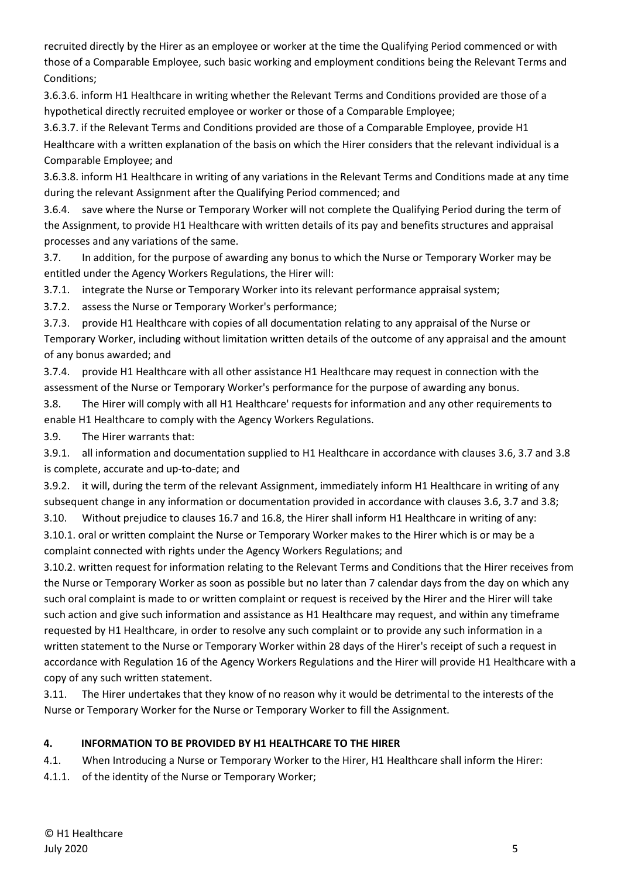recruited directly by the Hirer as an employee or worker at the time the Qualifying Period commenced or with those of a Comparable Employee, such basic working and employment conditions being the Relevant Terms and Conditions;

3.6.3.6. inform H1 Healthcare in writing whether the Relevant Terms and Conditions provided are those of a hypothetical directly recruited employee or worker or those of a Comparable Employee;

3.6.3.7. if the Relevant Terms and Conditions provided are those of a Comparable Employee, provide H1 Healthcare with a written explanation of the basis on which the Hirer considers that the relevant individual is a Comparable Employee; and

3.6.3.8. inform H1 Healthcare in writing of any variations in the Relevant Terms and Conditions made at any time during the relevant Assignment after the Qualifying Period commenced; and

3.6.4. save where the Nurse or Temporary Worker will not complete the Qualifying Period during the term of the Assignment, to provide H1 Healthcare with written details of its pay and benefits structures and appraisal processes and any variations of the same.

3.7. In addition, for the purpose of awarding any bonus to which the Nurse or Temporary Worker may be entitled under the Agency Workers Regulations, the Hirer will:

3.7.1. integrate the Nurse or Temporary Worker into its relevant performance appraisal system;

3.7.2. assess the Nurse or Temporary Worker's performance;

3.7.3. provide H1 Healthcare with copies of all documentation relating to any appraisal of the Nurse or Temporary Worker, including without limitation written details of the outcome of any appraisal and the amount of any bonus awarded; and

3.7.4. provide H1 Healthcare with all other assistance H1 Healthcare may request in connection with the assessment of the Nurse or Temporary Worker's performance for the purpose of awarding any bonus.

3.8. The Hirer will comply with all H1 Healthcare' requests for information and any other requirements to enable H1 Healthcare to comply with the Agency Workers Regulations.

3.9. The Hirer warrants that:

3.9.1. all information and documentation supplied to H1 Healthcare in accordance with clauses 3.6, 3.7 and 3.8 is complete, accurate and up-to-date; and

3.9.2. it will, during the term of the relevant Assignment, immediately inform H1 Healthcare in writing of any subsequent change in any information or documentation provided in accordance with clauses 3.6, 3.7 and 3.8;

3.10. Without prejudice to clauses 16.7 and 16.8, the Hirer shall inform H1 Healthcare in writing of any:

3.10.1. oral or written complaint the Nurse or Temporary Worker makes to the Hirer which is or may be a complaint connected with rights under the Agency Workers Regulations; and

3.10.2. written request for information relating to the Relevant Terms and Conditions that the Hirer receives from the Nurse or Temporary Worker as soon as possible but no later than 7 calendar days from the day on which any such oral complaint is made to or written complaint or request is received by the Hirer and the Hirer will take such action and give such information and assistance as H1 Healthcare may request, and within any timeframe requested by H1 Healthcare, in order to resolve any such complaint or to provide any such information in a written statement to the Nurse or Temporary Worker within 28 days of the Hirer's receipt of such a request in accordance with Regulation 16 of the Agency Workers Regulations and the Hirer will provide H1 Healthcare with a copy of any such written statement.

3.11. The Hirer undertakes that they know of no reason why it would be detrimental to the interests of the Nurse or Temporary Worker for the Nurse or Temporary Worker to fill the Assignment.

## 4. INFORMATION TO BE PROVIDED BY H1 HEALTHCARE TO THE HIRER

4.1. When Introducing a Nurse or Temporary Worker to the Hirer, H1 Healthcare shall inform the Hirer:

4.1.1. of the identity of the Nurse or Temporary Worker;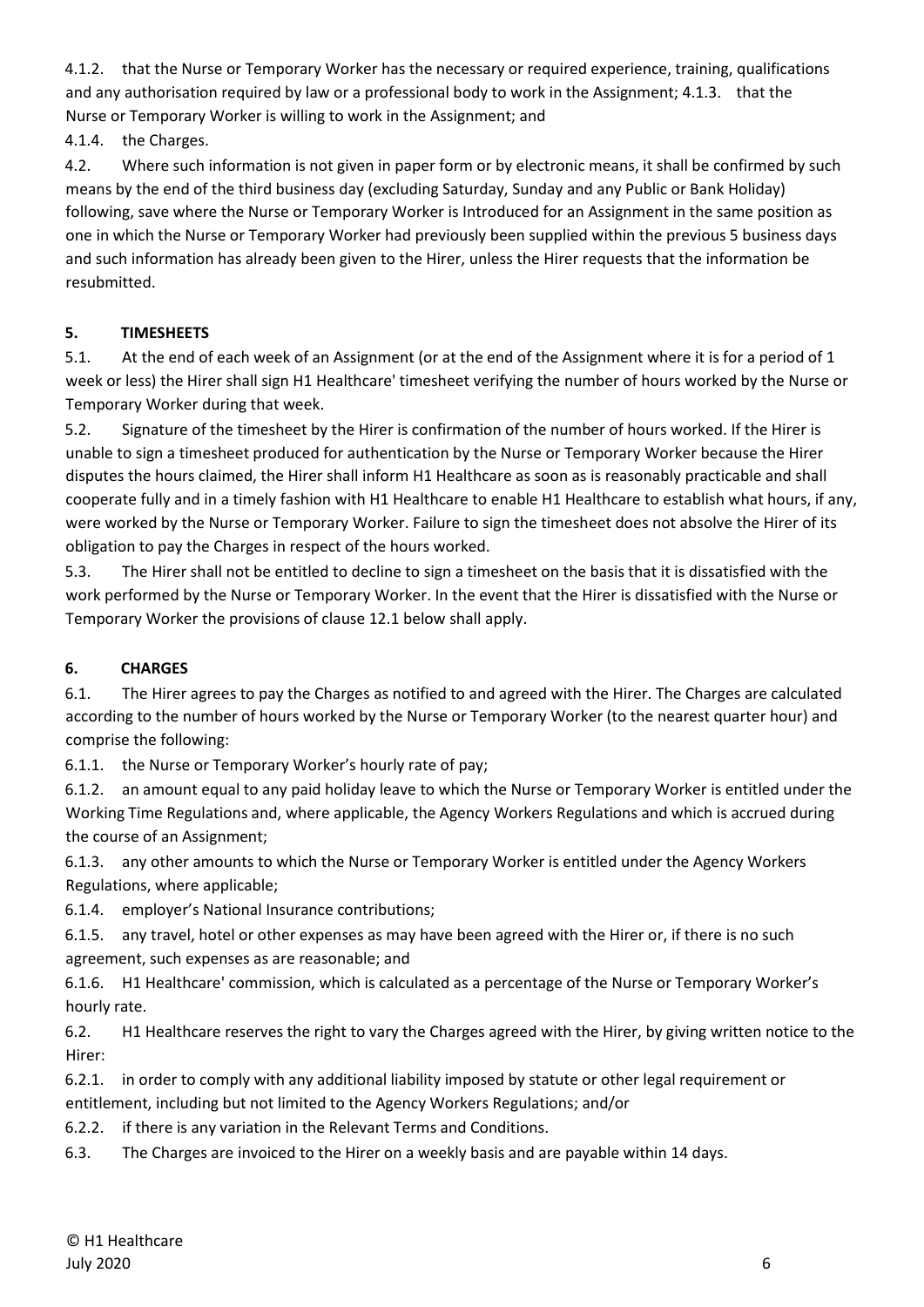4.1.2. that the Nurse or Temporary Worker has the necessary or required experience, training, qualifications and any authorisation required by law or a professional body to work in the Assignment; 4.1.3. that the Nurse or Temporary Worker is willing to work in the Assignment; and

4.1.4. the Charges.

4.2. Where such information is not given in paper form or by electronic means, it shall be confirmed by such means by the end of the third business day (excluding Saturday, Sunday and any Public or Bank Holiday) following, save where the Nurse or Temporary Worker is Introduced for an Assignment in the same position as one in which the Nurse or Temporary Worker had previously been supplied within the previous 5 business days and such information has already been given to the Hirer, unless the Hirer requests that the information be resubmitted.

**5. TIMESHEETS**

5.1. At the end of each week of an Assignment (or at the end of the Assignment where it is for a period of 1 week or less) the Hirer shall sign H1 Healthcare' timesheet verifying the number of hours worked by the Nurse or Temporary Worker during that week.

5.2. Signature of the timesheet by the Hirer is confirmation of the number of hours worked. If the Hirer is unable to sign a timesheet produced for authentication by the Nurse or Temporary Worker because the Hirer disputes the hours claimed, the Hirer shall inform H1 Healthcare as soon as is reasonably practicable and shall cooperate fully and in a timely fashion with H1 Healthcare to enable H1 Healthcare to establish what hours, if any, were worked by the Nurse or Temporary Worker. Failure to sign the timesheet does not absolve the Hirer of its obligation to pay the Charges in respect of the hours worked.

5.3. The Hirer shall not be entitled to decline to sign a timesheet on the basis that it is dissatisfied with the work performed by the Nurse or Temporary Worker. In the event that the Hirer is dissatisfied with the Nurse or Temporary Worker the provisions of clause 12.1 below shall apply.

**6. CHARGES**

6.1. The Hirer agrees to pay the Charges as notified to and agreed with the Hirer. The Charges are calculated according to the number of hours worked by the Nurse or Temporary Worker (to the nearest quarter hour) and comprise the following:

6.1.1. the Nurse or Temporary Worker's hourly rate of pay;

6.1.2. an amount equal to any paid holiday leave to which the Nurse or Temporary Worker is entitled under the Working Time Regulations and, where applicable, the Agency Workers Regulations and which is accrued during the course of an Assignment;

6.1.3. any other amounts to which the Nurse or Temporary Worker is entitled under the Agency Workers Regulations, where applicable;

6.1.4. employer's National Insurance contributions;

6.1.5. any travel, hotel or other expenses as may have been agreed with the Hirer or, if there is no such agreement, such expenses as are reasonable; and

6.1.6. H1 Healthcare' commission, which is calculated as a percentage of the Nurse or Temporary Worker's hourly rate.

6.2. H1 Healthcare reserves the right to vary the Charges agreed with the Hirer, by giving written notice to the Hirer:

6.2.1. in order to comply with any additional liability imposed by statute or other legal requirement or entitlement, including but not limited to the Agency Workers Regulations; and/or

6.2.2. if there is any variation in the Relevant Terms and Conditions.

6.3. The Charges are invoiced to the Hirer on a weekly basis and are payable within 14 days.

© H1 Healthcare
July 2020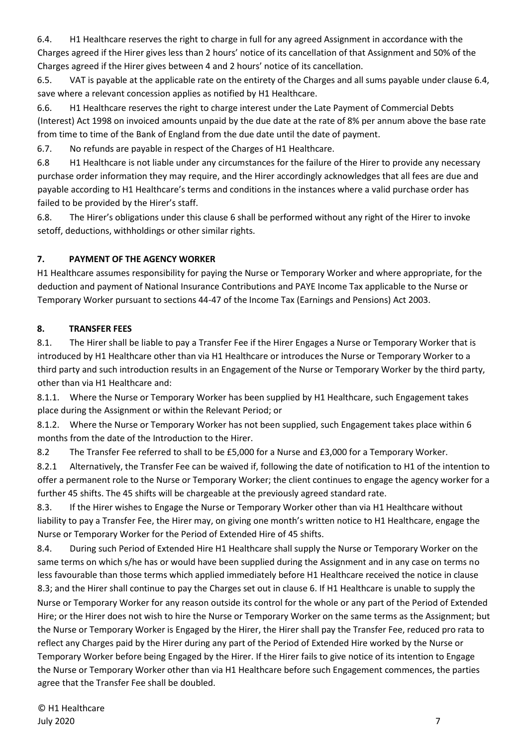6.4. H1 Healthcare reserves the right to charge in full for any agreed Assignment in accordance with the Charges agreed if the Hirer gives less than 2 hours' notice of its cancellation of that Assignment and 50% of the Charges agreed if the Hirer gives between 4 and 2 hours' notice of its cancellation.

6.5. VAT is payable at the applicable rate on the entirety of the Charges and all sums payable under clause 6.4, save where a relevant concession applies as notified by H1 Healthcare.

6.6. H1 Healthcare reserves the right to charge interest under the Late Payment of Commercial Debts (Interest) Act 1998 on invoiced amounts unpaid by the due date at the rate of 8% per annum above the base rate from time to time of the Bank of England from the due date until the date of payment.

6.7. No refunds are payable in respect of the Charges of H1 Healthcare.

6.8 H1 Healthcare is not liable under any circumstances for the failure of the Hirer to provide any necessary purchase order information they may require, and the Hirer accordingly acknowledges that all fees are due and payable according to H1 Healthcare's terms and conditions in the instances where a valid purchase order has failed to be provided by the Hirer's staff.

6.8. The Hirer's obligations under this clause 6 shall be performed without any right of the Hirer to invoke setoff, deductions, withholdings or other similar rights.

## 7. PAYMENT OF THE AGENCY WORKER

H1 Healthcare assumes responsibility for paying the Nurse or Temporary Worker and where appropriate, for the deduction and payment of National Insurance Contributions and PAYE Income Tax applicable to the Nurse or Temporary Worker pursuant to sections 44-47 of the Income Tax (Earnings and Pensions) Act 2003.

## 8. TRANSFER FEES

8.1. The Hirer shall be liable to pay a Transfer Fee if the Hirer Engages a Nurse or Temporary Worker that is introduced by H1 Healthcare other than via H1 Healthcare or introduces the Nurse or Temporary Worker to a third party and such introduction results in an Engagement of the Nurse or Temporary Worker by the third party, other than via H1 Healthcare and:

8.1.1. Where the Nurse or Temporary Worker has been supplied by H1 Healthcare, such Engagement takes place during the Assignment or within the Relevant Period; or

8.1.2. Where the Nurse or Temporary Worker has not been supplied, such Engagement takes place within 6 months from the date of the Introduction to the Hirer.

8.2 The Transfer Fee referred to shall to be £5,000 for a Nurse and £3,000 for a Temporary Worker.

8.2.1 Alternatively, the Transfer Fee can be waived if, following the date of notification to H1 of the intention to offer a permanent role to the Nurse or Temporary Worker; the client continues to engage the agency worker for a further 45 shifts. The 45 shifts will be chargeable at the previously agreed standard rate.

8.3. If the Hirer wishes to Engage the Nurse or Temporary Worker other than via H1 Healthcare without liability to pay a Transfer Fee, the Hirer may, on giving one month's written notice to H1 Healthcare, engage the Nurse or Temporary Worker for the Period of Extended Hire of 45 shifts.

8.4. During such Period of Extended Hire H1 Healthcare shall supply the Nurse or Temporary Worker on the same terms on which s/he has or would have been supplied during the Assignment and in any case on terms no less favourable than those terms which applied immediately before H1 Healthcare received the notice in clause 8.3; and the Hirer shall continue to pay the Charges set out in clause 6. If H1 Healthcare is unable to supply the Nurse or Temporary Worker for any reason outside its control for the whole or any part of the Period of Extended Hire; or the Hirer does not wish to hire the Nurse or Temporary Worker on the same terms as the Assignment; but the Nurse or Temporary Worker is Engaged by the Hirer, the Hirer shall pay the Transfer Fee, reduced pro rata to reflect any Charges paid by the Hirer during any part of the Period of Extended Hire worked by the Nurse or Temporary Worker before being Engaged by the Hirer. If the Hirer fails to give notice of its intention to Engage the Nurse or Temporary Worker other than via H1 Healthcare before such Engagement commences, the parties agree that the Transfer Fee shall be doubled.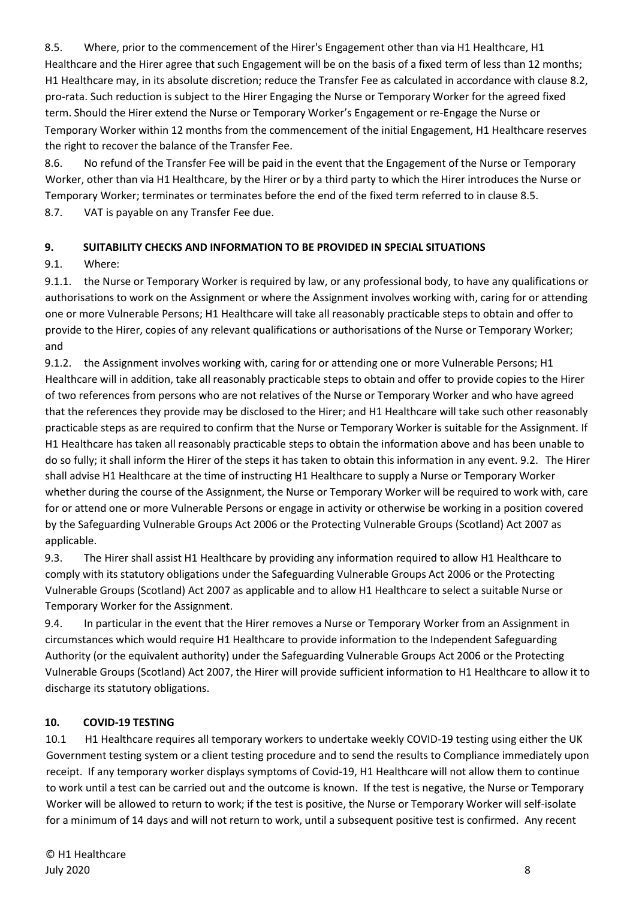8.5. Where, prior to the commencement of the Hirer's Engagement other than via H1 Healthcare, H1 Healthcare and the Hirer agree that such Engagement will be on the basis of a fixed term of less than 12 months; H1 Healthcare may, in its absolute discretion; reduce the Transfer Fee as calculated in accordance with clause 8.2, pro-rata. Such reduction is subject to the Hirer Engaging the Nurse or Temporary Worker for the agreed fixed term. Should the Hirer extend the Nurse or Temporary Worker's Engagement or re-Engage the Nurse or Temporary Worker within 12 months from the commencement of the initial Engagement, H1 Healthcare reserves the right to recover the balance of the Transfer Fee.

8.6. No refund of the Transfer Fee will be paid in the event that the Engagement of the Nurse or Temporary Worker, other than via H1 Healthcare, by the Hirer or by a third party to which the Hirer introduces the Nurse or Temporary Worker; terminates or terminates before the end of the fixed term referred to in clause 8.5.

8.7. VAT is payable on any Transfer Fee due.

## 9. SUITABILITY CHECKS AND INFORMATION TO BE PROVIDED IN SPECIAL SITUATIONS

9.1. Where:

9.1.1. the Nurse or Temporary Worker is required by law, or any professional body, to have any qualifications or authorisations to work on the Assignment or where the Assignment involves working with, caring for or attending one or more Vulnerable Persons; H1 Healthcare will take all reasonably practicable steps to obtain and offer to provide to the Hirer, copies of any relevant qualifications or authorisations of the Nurse or Temporary Worker; and

9.1.2. the Assignment involves working with, caring for or attending one or more Vulnerable Persons; H1 Healthcare will in addition, take all reasonably practicable steps to obtain and offer to provide copies to the Hirer of two references from persons who are not relatives of the Nurse or Temporary Worker and who have agreed that the references they provide may be disclosed to the Hirer; and H1 Healthcare will take such other reasonably practicable steps as are required to confirm that the Nurse or Temporary Worker is suitable for the Assignment. If H1 Healthcare has taken all reasonably practicable steps to obtain the information above and has been unable to do so fully; it shall inform the Hirer of the steps it has taken to obtain this information in any event. 9.2. The Hirer shall advise H1 Healthcare at the time of instructing H1 Healthcare to supply a Nurse or Temporary Worker whether during the course of the Assignment, the Nurse or Temporary Worker will be required to work with, care for or attend one or more Vulnerable Persons or engage in activity or otherwise be working in a position covered by the Safeguarding Vulnerable Groups Act 2006 or the Protecting Vulnerable Groups (Scotland) Act 2007 as applicable.

9.3. The Hirer shall assist H1 Healthcare by providing any information required to allow H1 Healthcare to comply with its statutory obligations under the Safeguarding Vulnerable Groups Act 2006 or the Protecting Vulnerable Groups (Scotland) Act 2007 as applicable and to allow H1 Healthcare to select a suitable Nurse or Temporary Worker for the Assignment.

9.4. In particular in the event that the Hirer removes a Nurse or Temporary Worker from an Assignment in circumstances which would require H1 Healthcare to provide information to the Independent Safeguarding Authority (or the equivalent authority) under the Safeguarding Vulnerable Groups Act 2006 or the Protecting Vulnerable Groups (Scotland) Act 2007, the Hirer will provide sufficient information to H1 Healthcare to allow it to discharge its statutory obligations.

## 10. COVID-19 TESTING

10.1 H1 Healthcare requires all temporary workers to undertake weekly COVID-19 testing using either the UK Government testing system or a client testing procedure and to send the results to Compliance immediately upon receipt. If any temporary worker displays symptoms of Covid-19, H1 Healthcare will not allow them to continue to work until a test can be carried out and the outcome is known. If the test is negative, the Nurse or Temporary Worker will be allowed to return to work; if the test is positive, the Nurse or Temporary Worker will self-isolate for a minimum of 14 days and will not return to work, until a subsequent positive test is confirmed. Any recent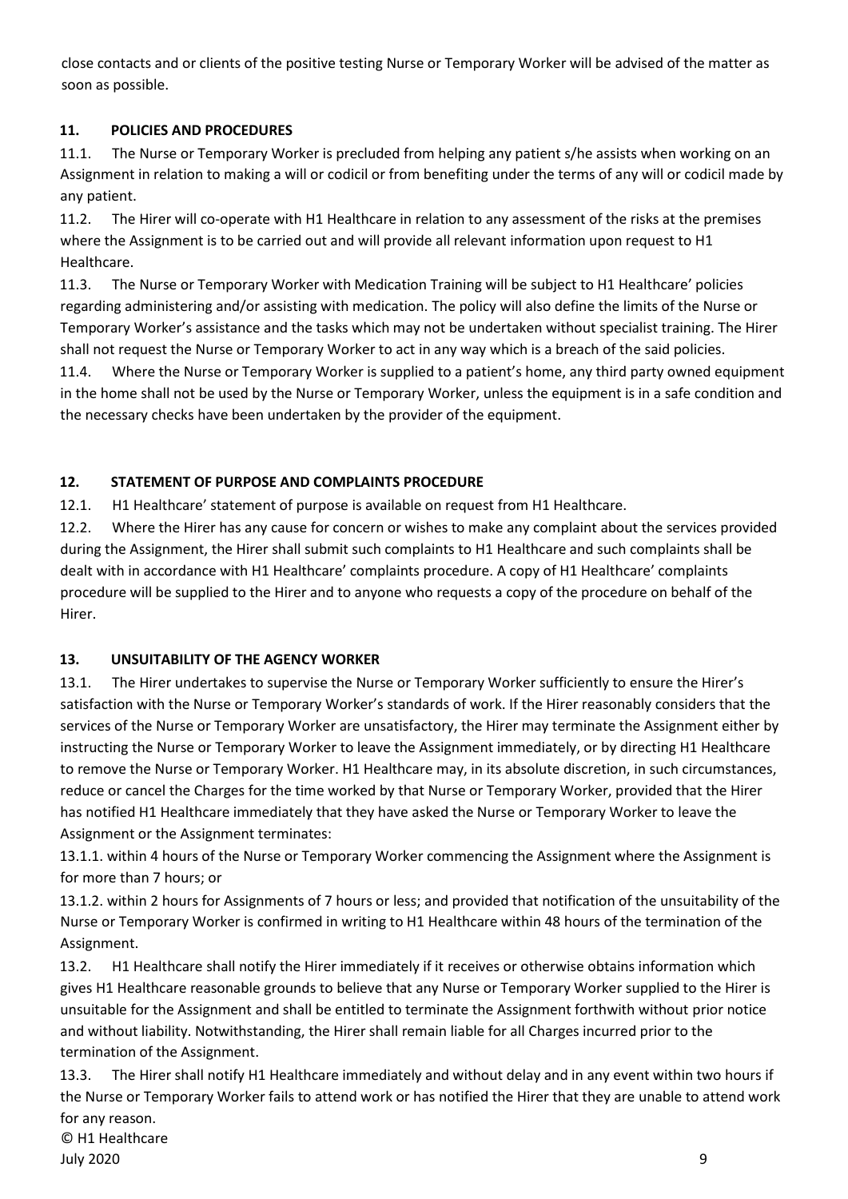close contacts and or clients of the positive testing Nurse or Temporary Worker will be advised of the matter as soon as possible.

## 11. POLICIES AND PROCEDURES

11.1. The Nurse or Temporary Worker is precluded from helping any patient s/he assists when working on an Assignment in relation to making a will or codicil or from benefiting under the terms of any will or codicil made by any patient.

11.2. The Hirer will co-operate with H1 Healthcare in relation to any assessment of the risks at the premises where the Assignment is to be carried out and will provide all relevant information upon request to H1 Healthcare.

11.3. The Nurse or Temporary Worker with Medication Training will be subject to H1 Healthcare' policies regarding administering and/or assisting with medication. The policy will also define the limits of the Nurse or Temporary Worker's assistance and the tasks which may not be undertaken without specialist training. The Hirer shall not request the Nurse or Temporary Worker to act in any way which is a breach of the said policies.

11.4. Where the Nurse or Temporary Worker is supplied to a patient's home, any third party owned equipment in the home shall not be used by the Nurse or Temporary Worker, unless the equipment is in a safe condition and the necessary checks have been undertaken by the provider of the equipment.

## 12. STATEMENT OF PURPOSE AND COMPLAINTS PROCEDURE

12.1. H1 Healthcare' statement of purpose is available on request from H1 Healthcare.

12.2. Where the Hirer has any cause for concern or wishes to make any complaint about the services provided during the Assignment, the Hirer shall submit such complaints to H1 Healthcare and such complaints shall be dealt with in accordance with H1 Healthcare' complaints procedure. A copy of H1 Healthcare' complaints procedure will be supplied to the Hirer and to anyone who requests a copy of the procedure on behalf of the Hirer.

## 13. UNSUITABILITY OF THE AGENCY WORKER

13.1. The Hirer undertakes to supervise the Nurse or Temporary Worker sufficiently to ensure the Hirer's satisfaction with the Nurse or Temporary Worker's standards of work. If the Hirer reasonably considers that the services of the Nurse or Temporary Worker are unsatisfactory, the Hirer may terminate the Assignment either by instructing the Nurse or Temporary Worker to leave the Assignment immediately, or by directing H1 Healthcare to remove the Nurse or Temporary Worker. H1 Healthcare may, in its absolute discretion, in such circumstances, reduce or cancel the Charges for the time worked by that Nurse or Temporary Worker, provided that the Hirer has notified H1 Healthcare immediately that they have asked the Nurse or Temporary Worker to leave the Assignment or the Assignment terminates:

13.1.1. within 4 hours of the Nurse or Temporary Worker commencing the Assignment where the Assignment is for more than 7 hours; or

13.1.2. within 2 hours for Assignments of 7 hours or less; and provided that notification of the unsuitability of the Nurse or Temporary Worker is confirmed in writing to H1 Healthcare within 48 hours of the termination of the Assignment.

13.2. H1 Healthcare shall notify the Hirer immediately if it receives or otherwise obtains information which gives H1 Healthcare reasonable grounds to believe that any Nurse or Temporary Worker supplied to the Hirer is unsuitable for the Assignment and shall be entitled to terminate the Assignment forthwith without prior notice and without liability. Notwithstanding, the Hirer shall remain liable for all Charges incurred prior to the termination of the Assignment.

13.3. The Hirer shall notify H1 Healthcare immediately and without delay and in any event within two hours if the Nurse or Temporary Worker fails to attend work or has notified the Hirer that they are unable to attend work for any reason.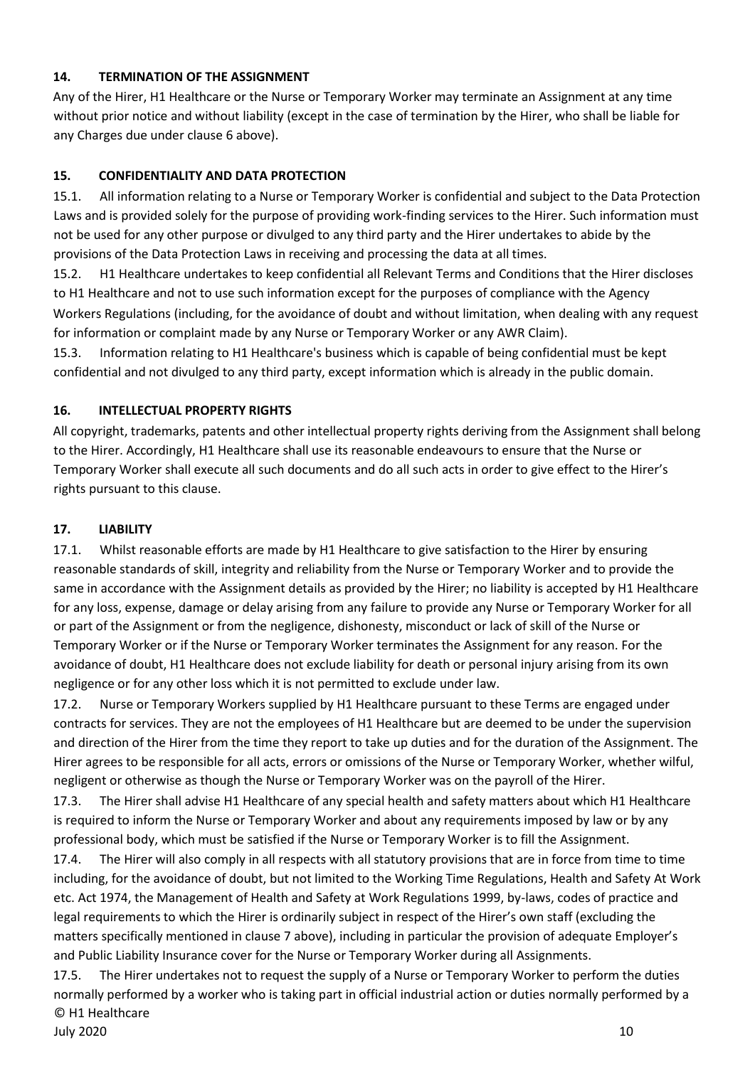## 14. TERMINATION OF THE ASSIGNMENT

Any of the Hirer, H1 Healthcare or the Nurse or Temporary Worker may terminate an Assignment at any time without prior notice and without liability (except in the case of termination by the Hirer, who shall be liable for any Charges due under clause 6 above).

## 15. CONFIDENTIALITY AND DATA PROTECTION

15.1. All information relating to a Nurse or Temporary Worker is confidential and subject to the Data Protection Laws and is provided solely for the purpose of providing work-finding services to the Hirer. Such information must not be used for any other purpose or divulged to any third party and the Hirer undertakes to abide by the provisions of the Data Protection Laws in receiving and processing the data at all times.

15.2. H1 Healthcare undertakes to keep confidential all Relevant Terms and Conditions that the Hirer discloses to H1 Healthcare and not to use such information except for the purposes of compliance with the Agency Workers Regulations (including, for the avoidance of doubt and without limitation, when dealing with any request for information or complaint made by any Nurse or Temporary Worker or any AWR Claim).

15.3. Information relating to H1 Healthcare's business which is capable of being confidential must be kept confidential and not divulged to any third party, except information which is already in the public domain.

## 16. INTELLECTUAL PROPERTY RIGHTS

All copyright, trademarks, patents and other intellectual property rights deriving from the Assignment shall belong to the Hirer. Accordingly, H1 Healthcare shall use its reasonable endeavours to ensure that the Nurse or Temporary Worker shall execute all such documents and do all such acts in order to give effect to the Hirer's rights pursuant to this clause.

## 17. LIABILITY

17.1. Whilst reasonable efforts are made by H1 Healthcare to give satisfaction to the Hirer by ensuring reasonable standards of skill, integrity and reliability from the Nurse or Temporary Worker and to provide the same in accordance with the Assignment details as provided by the Hirer; no liability is accepted by H1 Healthcare for any loss, expense, damage or delay arising from any failure to provide any Nurse or Temporary Worker for all or part of the Assignment or from the negligence, dishonesty, misconduct or lack of skill of the Nurse or Temporary Worker or if the Nurse or Temporary Worker terminates the Assignment for any reason. For the avoidance of doubt, H1 Healthcare does not exclude liability for death or personal injury arising from its own negligence or for any other loss which it is not permitted to exclude under law.

17.2. Nurse or Temporary Workers supplied by H1 Healthcare pursuant to these Terms are engaged under contracts for services. They are not the employees of H1 Healthcare but are deemed to be under the supervision and direction of the Hirer from the time they report to take up duties and for the duration of the Assignment. The Hirer agrees to be responsible for all acts, errors or omissions of the Nurse or Temporary Worker, whether wilful, negligent or otherwise as though the Nurse or Temporary Worker was on the payroll of the Hirer.

17.3. The Hirer shall advise H1 Healthcare of any special health and safety matters about which H1 Healthcare is required to inform the Nurse or Temporary Worker and about any requirements imposed by law or by any professional body, which must be satisfied if the Nurse or Temporary Worker is to fill the Assignment.

17.4. The Hirer will also comply in all respects with all statutory provisions that are in force from time to time including, for the avoidance of doubt, but not limited to the Working Time Regulations, Health and Safety At Work etc. Act 1974, the Management of Health and Safety at Work Regulations 1999, by-laws, codes of practice and legal requirements to which the Hirer is ordinarily subject in respect of the Hirer's own staff (excluding the matters specifically mentioned in clause 7 above), including in particular the provision of adequate Employer's and Public Liability Insurance cover for the Nurse or Temporary Worker during all Assignments.

17.5. The Hirer undertakes not to request the supply of a Nurse or Temporary Worker to perform the duties normally performed by a worker who is taking part in official industrial action or duties normally performed by a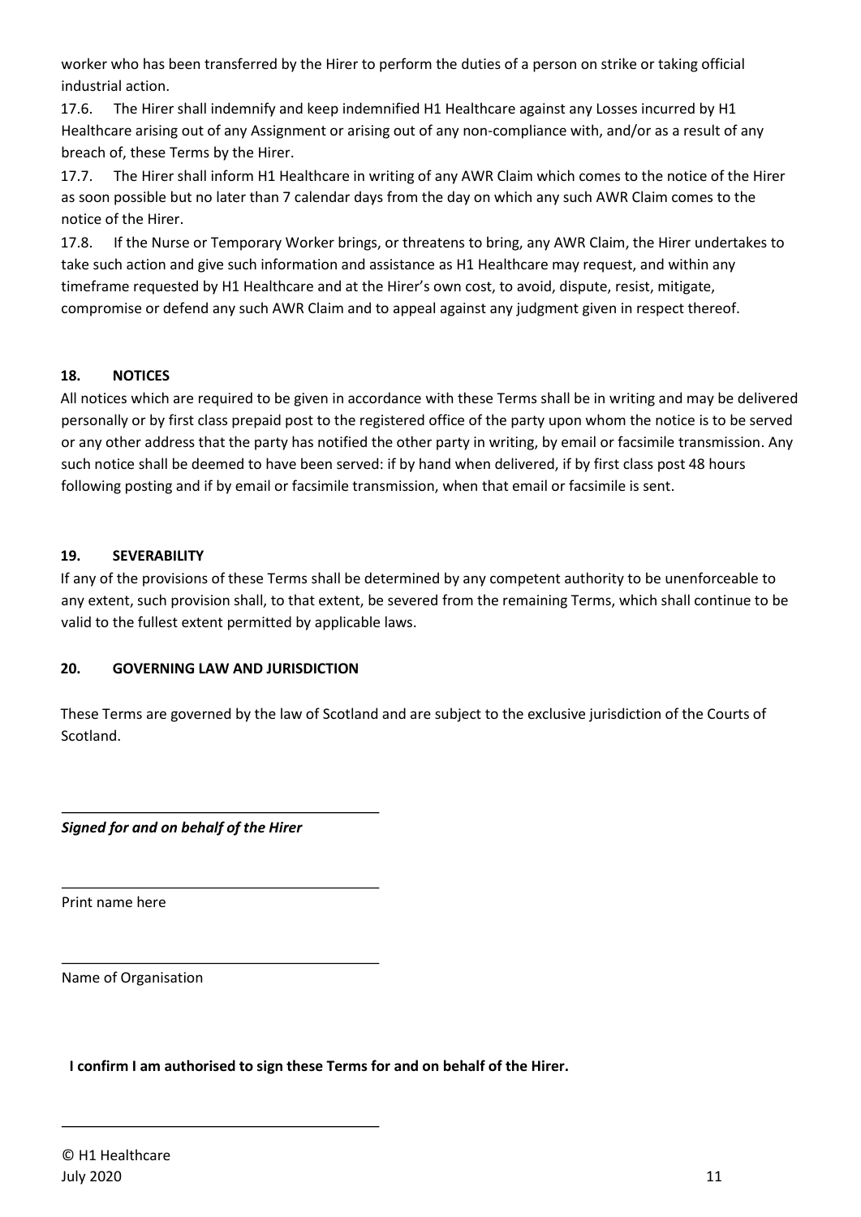worker who has been transferred by the Hirer to perform the duties of a person on strike or taking official industrial action.

17.6. The Hirer shall indemnify and keep indemnified H1 Healthcare against any Losses incurred by H1 Healthcare arising out of any Assignment or arising out of any non-compliance with, and/or as a result of any breach of, these Terms by the Hirer.

17.7. The Hirer shall inform H1 Healthcare in writing of any AWR Claim which comes to the notice of the Hirer as soon possible but no later than 7 calendar days from the day on which any such AWR Claim comes to the notice of the Hirer.

17.8. If the Nurse or Temporary Worker brings, or threatens to bring, any AWR Claim, the Hirer undertakes to take such action and give such information and assistance as H1 Healthcare may request, and within any timeframe requested by H1 Healthcare and at the Hirer's own cost, to avoid, dispute, resist, mitigate, compromise or defend any such AWR Claim and to appeal against any judgment given in respect thereof.

## 18. NOTICES

All notices which are required to be given in accordance with these Terms shall be in writing and may be delivered personally or by first class prepaid post to the registered office of the party upon whom the notice is to be served or any other address that the party has notified the other party in writing, by email or facsimile transmission. Any such notice shall be deemed to have been served: if by hand when delivered, if by first class post 48 hours following posting and if by email or facsimile transmission, when that email or facsimile is sent.

## 19. SEVERABILITY

If any of the provisions of these Terms shall be determined by any competent authority to be unenforceable to any extent, such provision shall, to that extent, be severed from the remaining Terms, which shall continue to be valid to the fullest extent permitted by applicable laws.

## 20. GOVERNING LAW AND JURISDICTION

These Terms are governed by the law of Scotland and are subject to the exclusive jurisdiction of the Courts of Scotland.

\_\_\_\_\_\_\_\_\_\_\_\_\_\_\_\_\_\_\_\_\_\_\_\_\_\_\_\_\_\_\_\_\_\_\_\_\_\_\_\_

***Signed for and on behalf of the Hirer***

\_\_\_\_\_\_\_\_\_\_\_\_\_\_\_\_\_\_\_\_\_\_\_\_\_\_\_\_\_\_\_\_\_\_\_\_\_\_\_\_

Print name here

\_\_\_\_\_\_\_\_\_\_\_\_\_\_\_\_\_\_\_\_\_\_\_\_\_\_\_\_\_\_\_\_\_\_\_\_\_\_\_\_

Name of Organisation

**I confirm I am authorised to sign these Terms for and on behalf of the Hirer.**

\_\_\_\_\_\_\_\_\_\_\_\_\_\_\_\_\_\_\_\_\_\_\_\_\_\_\_\_\_\_\_\_\_\_\_\_\_\_\_\_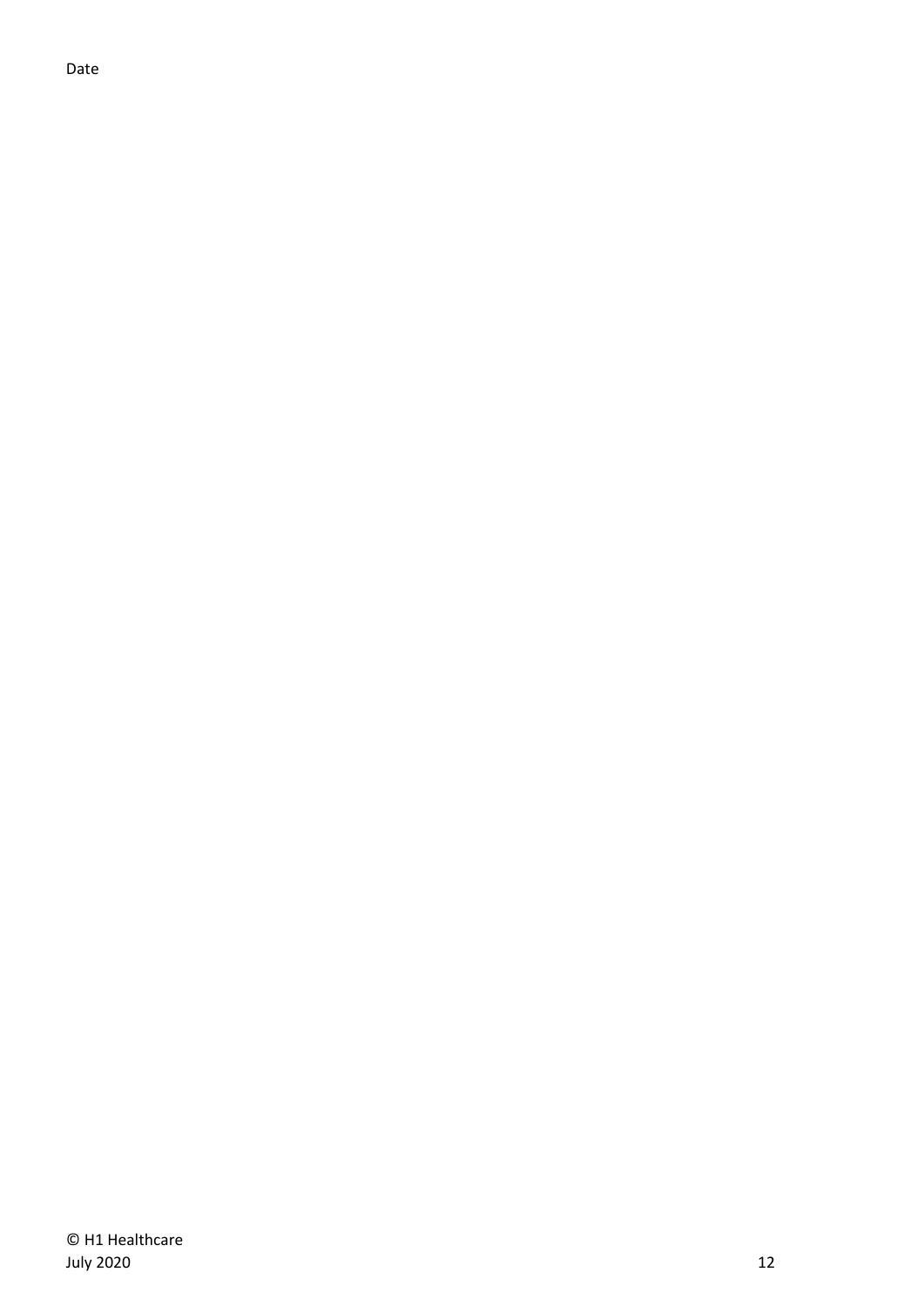Date